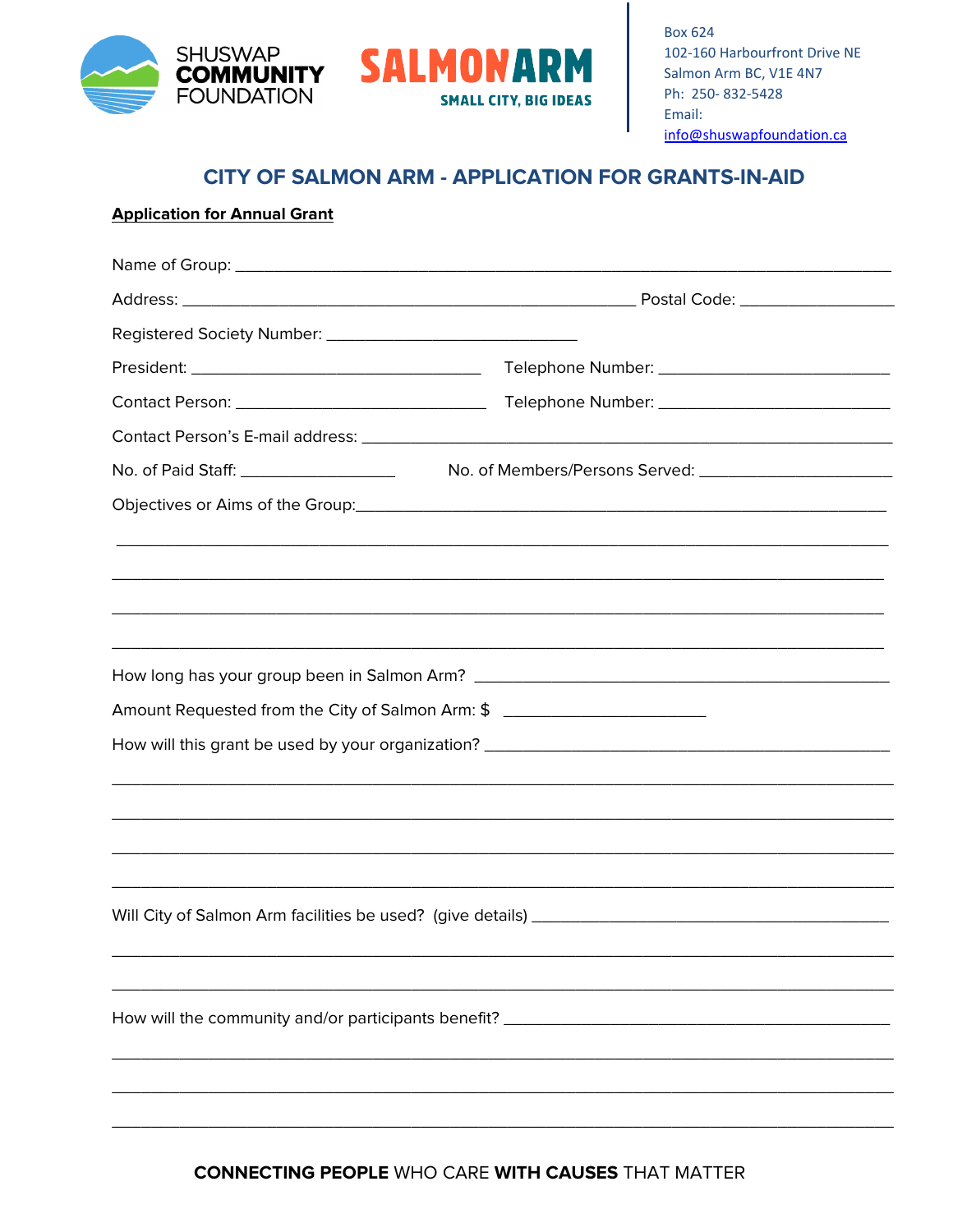SHUSWAP COMMUNITY FOUNDATION

SALMON ARM
SMALL CITY, BIG IDEAS

Box 624
102-160 Harbourfront Drive NE
Salmon Arm BC, V1E 4N7
Ph: 250- 832-5428
Email:
info@shuswapfoundation.ca

# CITY OF SALMON ARM - APPLICATION FOR GRANTS-IN-AID

**Application for Annual Grant**

Name of Group: ______________________________________________________________________

Address: __________________________________________________ Postal Code: _________________

Registered Society Number: ____________________________

President: ________________________________ Telephone Number: __________________________

Contact Person: ____________________________ Telephone Number: __________________________

Contact Person's E-mail address: ________________________________________________________

No. of Paid Staff: _________________ No. of Members/Persons Served: _____________________

Objectives or Aims of the Group:________________________________________________________

______________________________________________________________________________________

______________________________________________________________________________________

______________________________________________________________________________________

______________________________________________________________________________________

How long has your group been in Salmon Arm? _____________________________________________

Amount Requested from the City of Salmon Arm: $ ______________________

How will this grant be used by your organization? ____________________________________________

______________________________________________________________________________________

______________________________________________________________________________________

______________________________________________________________________________________

______________________________________________________________________________________

Will City of Salmon Arm facilities be used? (give details) _______________________________________

______________________________________________________________________________________

______________________________________________________________________________________

How will the community and/or participants benefit? __________________________________________

______________________________________________________________________________________

______________________________________________________________________________________

______________________________________________________________________________________

**CONNECTING PEOPLE** WHO CARE **WITH CAUSES** THAT MATTER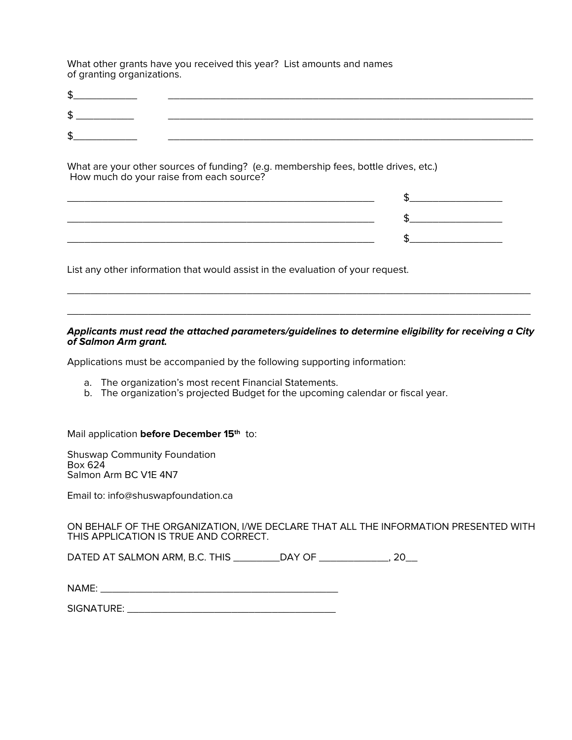What other grants have you received this year? List amounts and names of granting organizations.

$____________ ______________________________________________________________________________

$ ___________ ______________________________________________________________________________

$____________ ______________________________________________________________________________

What are your other sources of funding? (e.g. membership fees, bottle drives, etc.) How much do your raise from each source?

_________________________________________________________________ $__________________

_________________________________________________________________ $__________________

_________________________________________________________________ $__________________

List any other information that would assist in the evaluation of your request.

__________________________________________________________________________________________

__________________________________________________________________________________________

***Applicants must read the attached parameters/guidelines to determine eligibility for receiving a City of Salmon Arm grant.***

Applications must be accompanied by the following supporting information:

a. The organization's most recent Financial Statements.
b. The organization's projected Budget for the upcoming calendar or fiscal year.

Mail application **before December 15th** to:

Shuswap Community Foundation
Box 624
Salmon Arm BC V1E 4N7

Email to: info@shuswapfoundation.ca

ON BEHALF OF THE ORGANIZATION, I/WE DECLARE THAT ALL THE INFORMATION PRESENTED WITH THIS APPLICATION IS TRUE AND CORRECT.

DATED AT SALMON ARM, B.C. THIS _________DAY OF _____________, 20__

NAME: ______________________________________________

SIGNATURE: _________________________________________